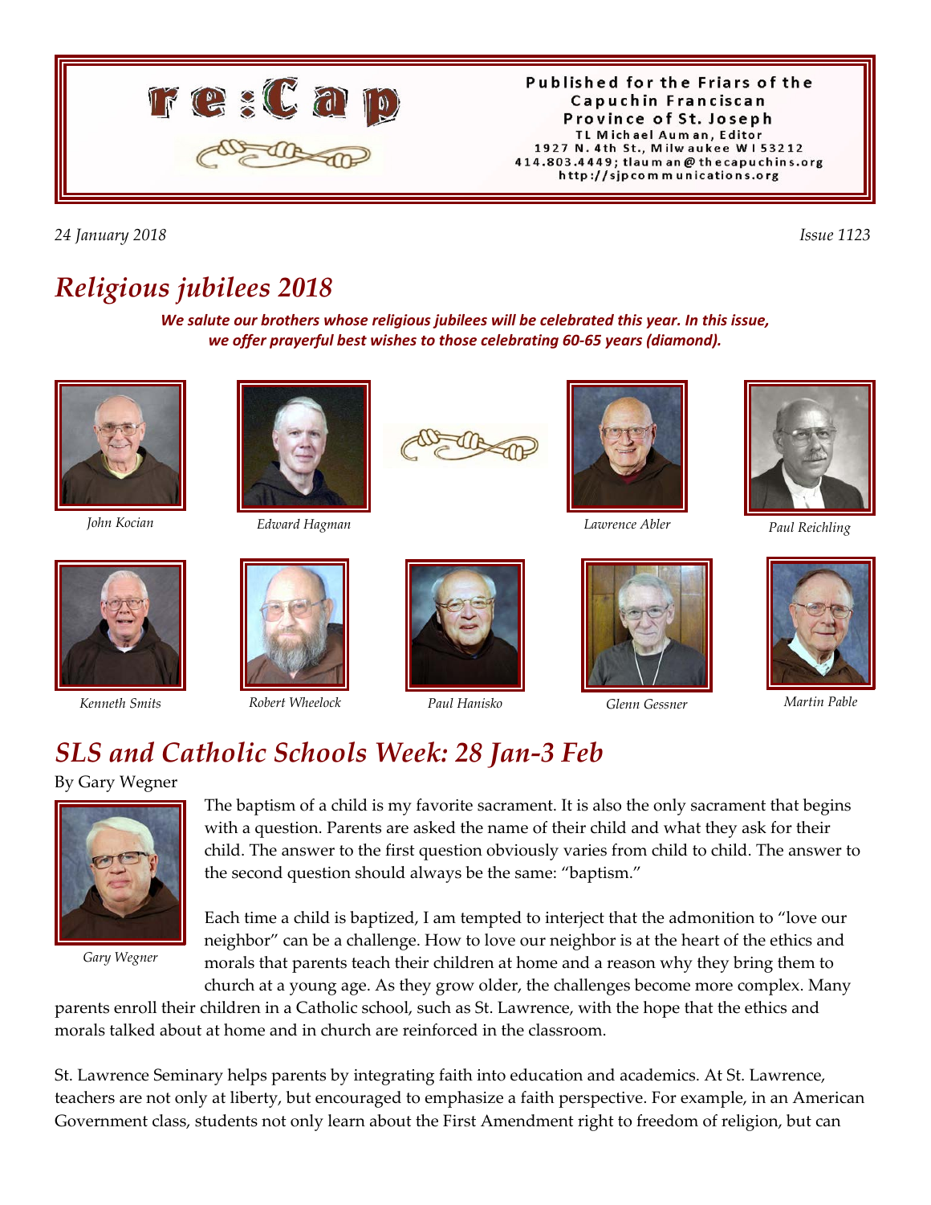re:Cap

Published for the Friars of the Capuchin Franciscan Province of St. Joseph
TL Michael Auman, Editor
1927 N. 4th St., Milwaukee WI 53212
414.803.4449; tlauman@thecapuchins.org
http://sjpcommunications.org

*24 January 2018* *Issue 1123*

# *Religious jubilees 2018*

***We salute our brothers whose religious jubilees will be celebrated this year. In this issue, we offer prayerful best wishes to those celebrating 60-65 years (diamond).***

*John Kocian*

*Edward Hagman*

*Lawrence Abler*

*Paul Reichling*

*Kenneth Smits*

*Robert Wheelock*

*Paul Hanisko*

*Glenn Gessner*

*Martin Pable*

# *SLS and Catholic Schools Week: 28 Jan-3 Feb*

By Gary Wegner

*Gary Wegner*

The baptism of a child is my favorite sacrament. It is also the only sacrament that begins with a question. Parents are asked the name of their child and what they ask for their child. The answer to the first question obviously varies from child to child. The answer to the second question should always be the same: "baptism."

Each time a child is baptized, I am tempted to interject that the admonition to "love our neighbor" can be a challenge. How to love our neighbor is at the heart of the ethics and morals that parents teach their children at home and a reason why they bring them to church at a young age. As they grow older, the challenges become more complex. Many parents enroll their children in a Catholic school, such as St. Lawrence, with the hope that the ethics and morals talked about at home and in church are reinforced in the classroom.

St. Lawrence Seminary helps parents by integrating faith into education and academics. At St. Lawrence, teachers are not only at liberty, but encouraged to emphasize a faith perspective. For example, in an American Government class, students not only learn about the First Amendment right to freedom of religion, but can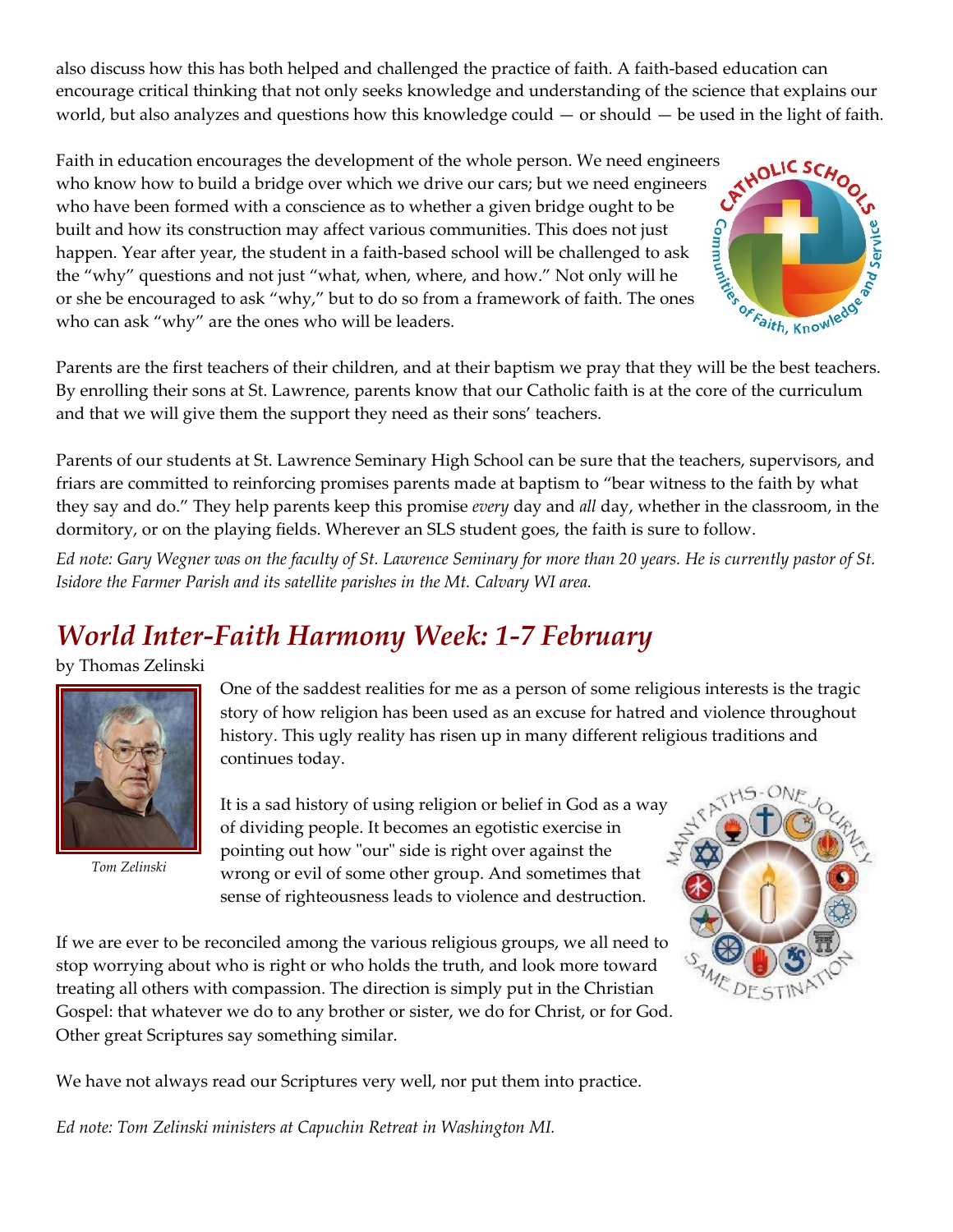also discuss how this has both helped and challenged the practice of faith. A faith-based education can encourage critical thinking that not only seeks knowledge and understanding of the science that explains our world, but also analyzes and questions how this knowledge could — or should — be used in the light of faith.

Faith in education encourages the development of the whole person. We need engineers who know how to build a bridge over which we drive our cars; but we need engineers who have been formed with a conscience as to whether a given bridge ought to be built and how its construction may affect various communities. This does not just happen. Year after year, the student in a faith-based school will be challenged to ask the "why" questions and not just "what, when, where, and how." Not only will he or she be encouraged to ask "why," but to do so from a framework of faith. The ones who can ask "why" are the ones who will be leaders.

Parents are the first teachers of their children, and at their baptism we pray that they will be the best teachers. By enrolling their sons at St. Lawrence, parents know that our Catholic faith is at the core of the curriculum and that we will give them the support they need as their sons' teachers.

Parents of our students at St. Lawrence Seminary High School can be sure that the teachers, supervisors, and friars are committed to reinforcing promises parents made at baptism to "bear witness to the faith by what they say and do." They help parents keep this promise *every* day and *all* day, whether in the classroom, in the dormitory, or on the playing fields. Wherever an SLS student goes, the faith is sure to follow.

*Ed note: Gary Wegner was on the faculty of St. Lawrence Seminary for more than 20 years. He is currently pastor of St. Isidore the Farmer Parish and its satellite parishes in the Mt. Calvary WI area.*

## *World Inter-Faith Harmony Week: 1-7 February*

by Thomas Zelinski

*Tom Zelinski*

One of the saddest realities for me as a person of some religious interests is the tragic story of how religion has been used as an excuse for hatred and violence throughout history. This ugly reality has risen up in many different religious traditions and continues today.

It is a sad history of using religion or belief in God as a way of dividing people. It becomes an egotistic exercise in pointing out how "our" side is right over against the wrong or evil of some other group. And sometimes that sense of righteousness leads to violence and destruction.

If we are ever to be reconciled among the various religious groups, we all need to stop worrying about who is right or who holds the truth, and look more toward treating all others with compassion. The direction is simply put in the Christian Gospel: that whatever we do to any brother or sister, we do for Christ, or for God. Other great Scriptures say something similar.

We have not always read our Scriptures very well, nor put them into practice.

*Ed note: Tom Zelinski ministers at Capuchin Retreat in Washington MI.*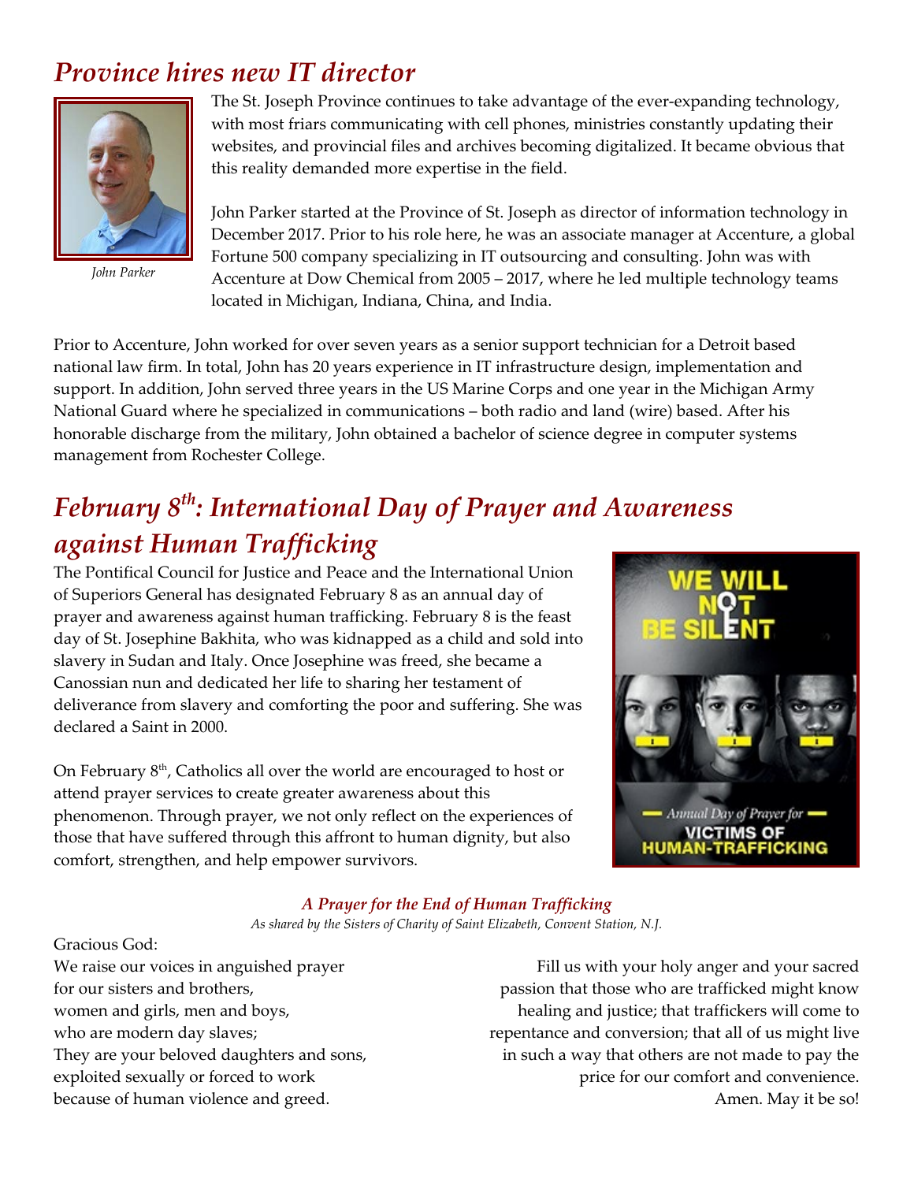## *Province hires new IT director*

*John Parker*

The St. Joseph Province continues to take advantage of the ever-expanding technology, with most friars communicating with cell phones, ministries constantly updating their websites, and provincial files and archives becoming digitalized. It became obvious that this reality demanded more expertise in the field.

John Parker started at the Province of St. Joseph as director of information technology in December 2017. Prior to his role here, he was an associate manager at Accenture, a global Fortune 500 company specializing in IT outsourcing and consulting. John was with Accenture at Dow Chemical from 2005 – 2017, where he led multiple technology teams located in Michigan, Indiana, China, and India.

Prior to Accenture, John worked for over seven years as a senior support technician for a Detroit based national law firm. In total, John has 20 years experience in IT infrastructure design, implementation and support. In addition, John served three years in the US Marine Corps and one year in the Michigan Army National Guard where he specialized in communications – both radio and land (wire) based. After his honorable discharge from the military, John obtained a bachelor of science degree in computer systems management from Rochester College.

## *February 8th: International Day of Prayer and Awareness against Human Trafficking*

The Pontifical Council for Justice and Peace and the International Union of Superiors General has designated February 8 as an annual day of prayer and awareness against human trafficking. February 8 is the feast day of St. Josephine Bakhita, who was kidnapped as a child and sold into slavery in Sudan and Italy. Once Josephine was freed, she became a Canossian nun and dedicated her life to sharing her testament of deliverance from slavery and comforting the poor and suffering. She was declared a Saint in 2000.

On February 8th, Catholics all over the world are encouraged to host or attend prayer services to create greater awareness about this phenomenon. Through prayer, we not only reflect on the experiences of those that have suffered through this affront to human dignity, but also comfort, strengthen, and help empower survivors.

### *A Prayer for the End of Human Trafficking*

*As shared by the Sisters of Charity of Saint Elizabeth, Convent Station, N.J.*

Gracious God:
We raise our voices in anguished prayer
for our sisters and brothers,
women and girls, men and boys,
who are modern day slaves;
They are your beloved daughters and sons,
exploited sexually or forced to work
because of human violence and greed.

Fill us with your holy anger and your sacred passion that those who are trafficked might know healing and justice; that traffickers will come to repentance and conversion; that all of us might live in such a way that others are not made to pay the price for our comfort and convenience.
Amen. May it be so!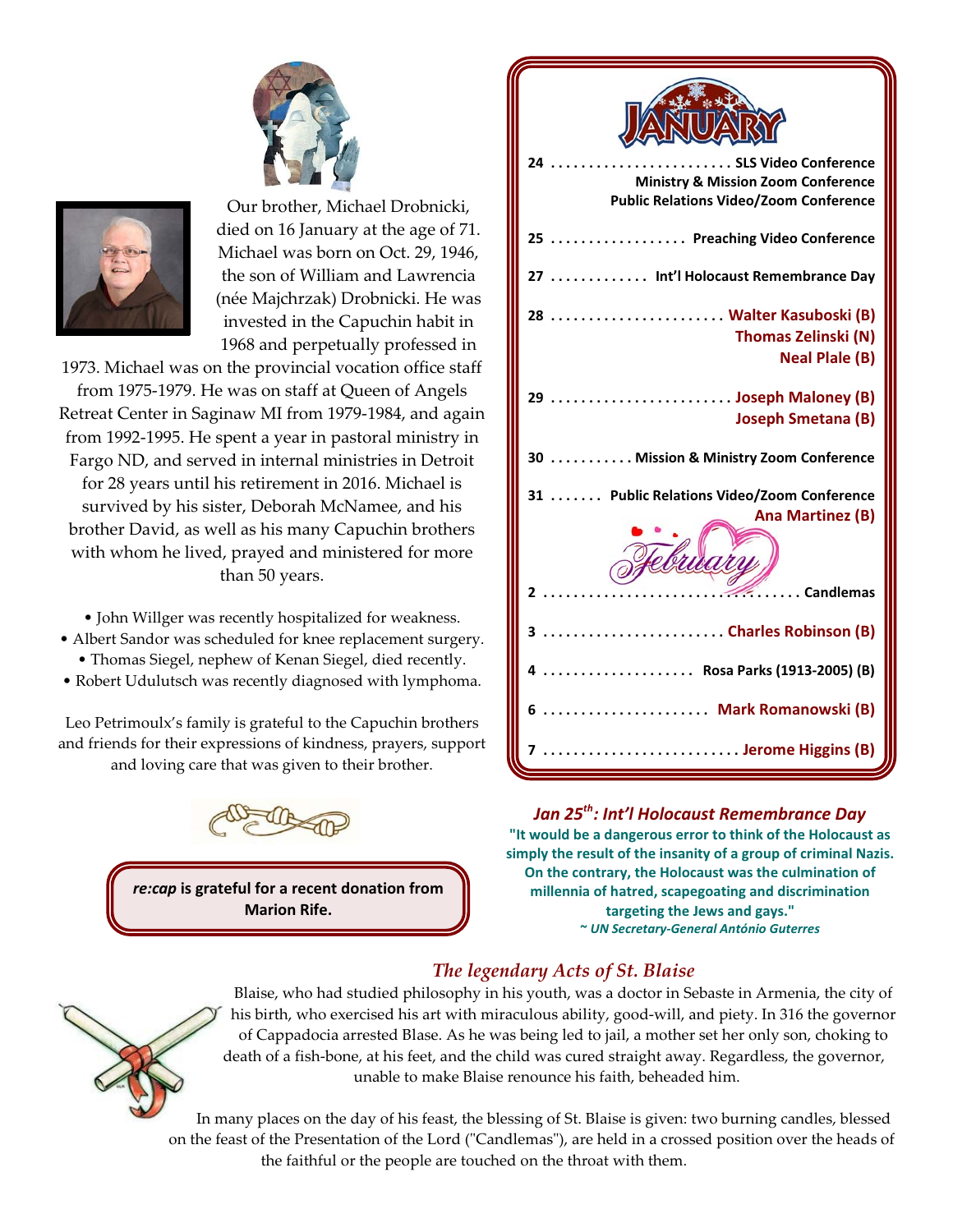Our brother, Michael Drobnicki, died on 16 January at the age of 71. Michael was born on Oct. 29, 1946, the son of William and Lawrencia (née Majchrzak) Drobnicki. He was invested in the Capuchin habit in 1968 and perpetually professed in 1973. Michael was on the provincial vocation office staff from 1975-1979. He was on staff at Queen of Angels Retreat Center in Saginaw MI from 1979-1984, and again from 1992-1995. He spent a year in pastoral ministry in Fargo ND, and served in internal ministries in Detroit for 28 years until his retirement in 2016. Michael is survived by his sister, Deborah McNamee, and his brother David, as well as his many Capuchin brothers with whom he lived, prayed and ministered for more than 50 years.

- John Willger was recently hospitalized for weakness.
- Albert Sandor was scheduled for knee replacement surgery.
- Thomas Siegel, nephew of Kenan Siegel, died recently.
- Robert Udulutsch was recently diagnosed with lymphoma.

Leo Petrimoulx's family is grateful to the Capuchin brothers and friends for their expressions of kindness, prayers, support and loving care that was given to their brother.

***re:cap* is grateful for a recent donation from Marion Rife.**

## January

**24** ........................ **SLS Video Conference**
**Ministry & Mission Zoom Conference**
**Public Relations Video/Zoom Conference**

**25** .................. **Preaching Video Conference**

**27** ............. **Int'l Holocaust Remembrance Day**

**28** ....................... **Walter Kasuboski (B)**
**Thomas Zelinski (N)**
**Neal Plale (B)**

**29** ........................ **Joseph Maloney (B)**
**Joseph Smetana (B)**

**30** ........... **Mission & Ministry Zoom Conference**

**31** ....... **Public Relations Video/Zoom Conference**
**Ana Martinez (B)**

## February

**2** .................................. **Candlemas**

**3** ........................ **Charles Robinson (B)**

**4** .................... **Rosa Parks (1913-2005) (B)**

**6** ...................... **Mark Romanowski (B)**

**7** .......................... **Jerome Higgins (B)**

***Jan 25th: Int'l Holocaust Remembrance Day***

**"It would be a dangerous error to think of the Holocaust as simply the result of the insanity of a group of criminal Nazis. On the contrary, the Holocaust was the culmination of millennia of hatred, scapegoating and discrimination targeting the Jews and gays."**
***~ UN Secretary-General António Guterres***

### *The legendary Acts of St. Blaise*

Blaise, who had studied philosophy in his youth, was a doctor in Sebaste in Armenia, the city of his birth, who exercised his art with miraculous ability, good-will, and piety. In 316 the governor of Cappadocia arrested Blase. As he was being led to jail, a mother set her only son, choking to death of a fish-bone, at his feet, and the child was cured straight away. Regardless, the governor, unable to make Blaise renounce his faith, beheaded him.

In many places on the day of his feast, the blessing of St. Blaise is given: two burning candles, blessed on the feast of the Presentation of the Lord ("Candlemas"), are held in a crossed position over the heads of the faithful or the people are touched on the throat with them.